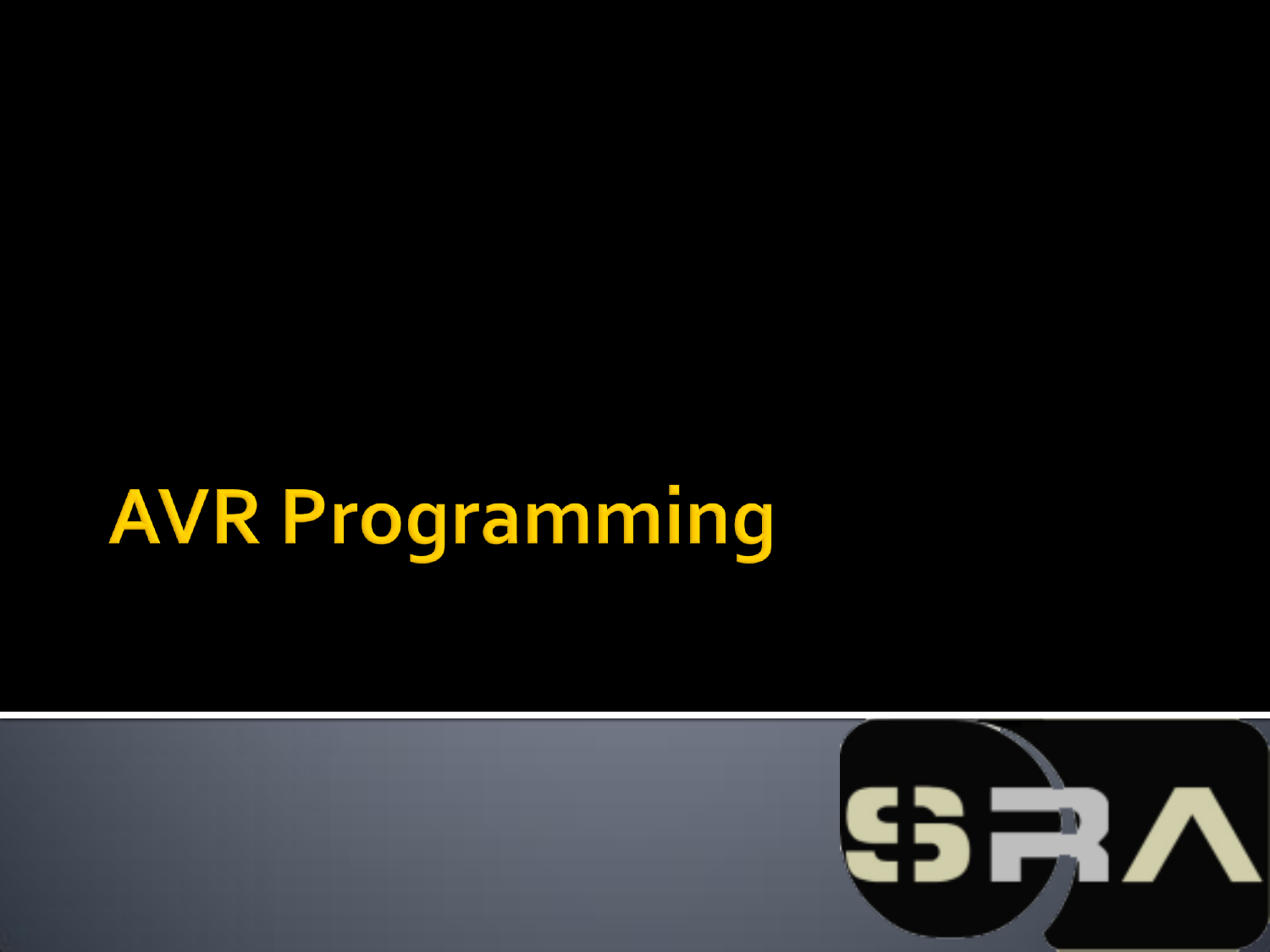# AVR Programming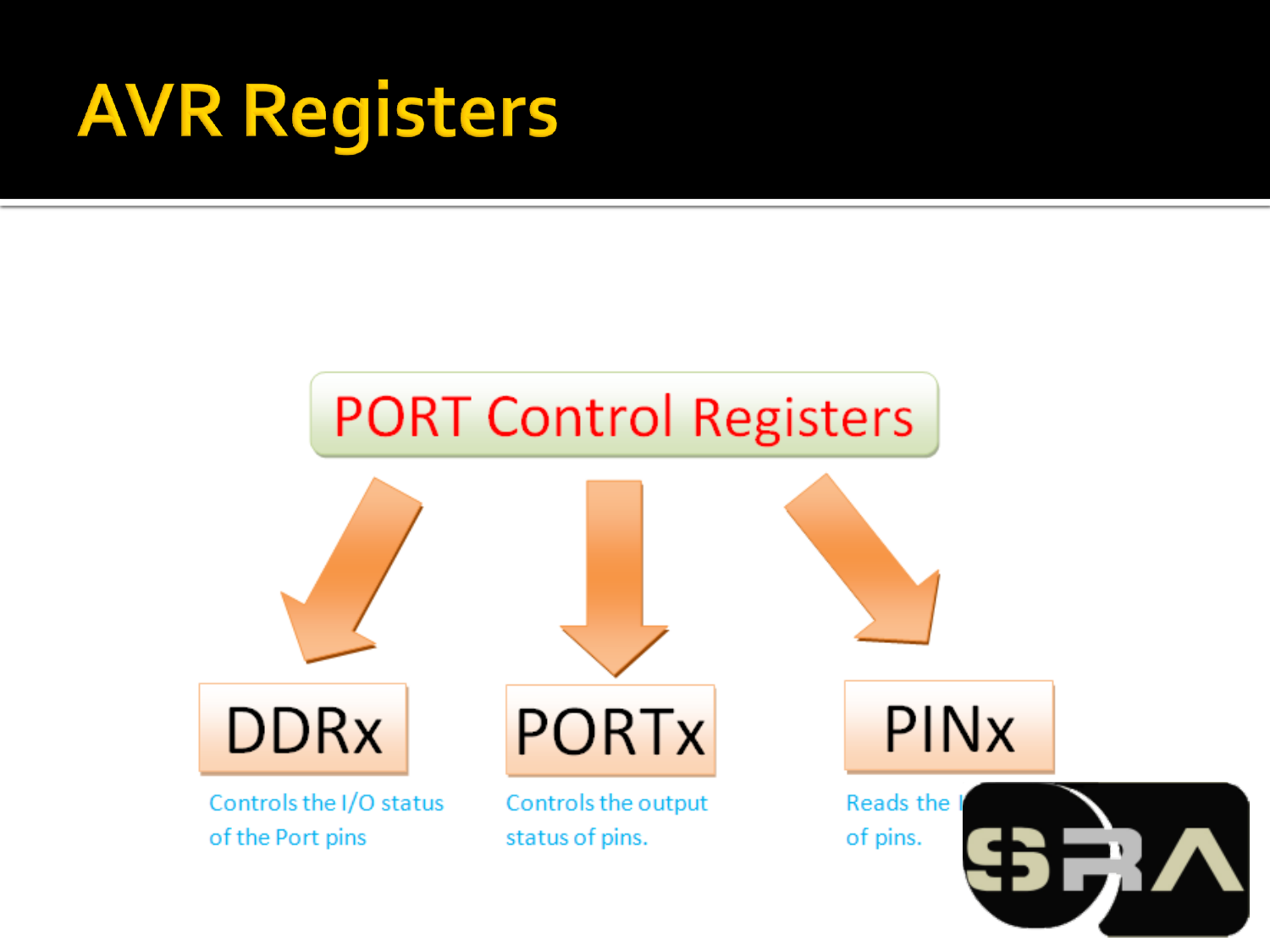# AVR Registers

## PORT Control Registers

- **DDRx**: Controls the I/O status of the Port pins
- **PORTx**: Controls the output status of pins.
- **PINx**: Reads the I... of pins.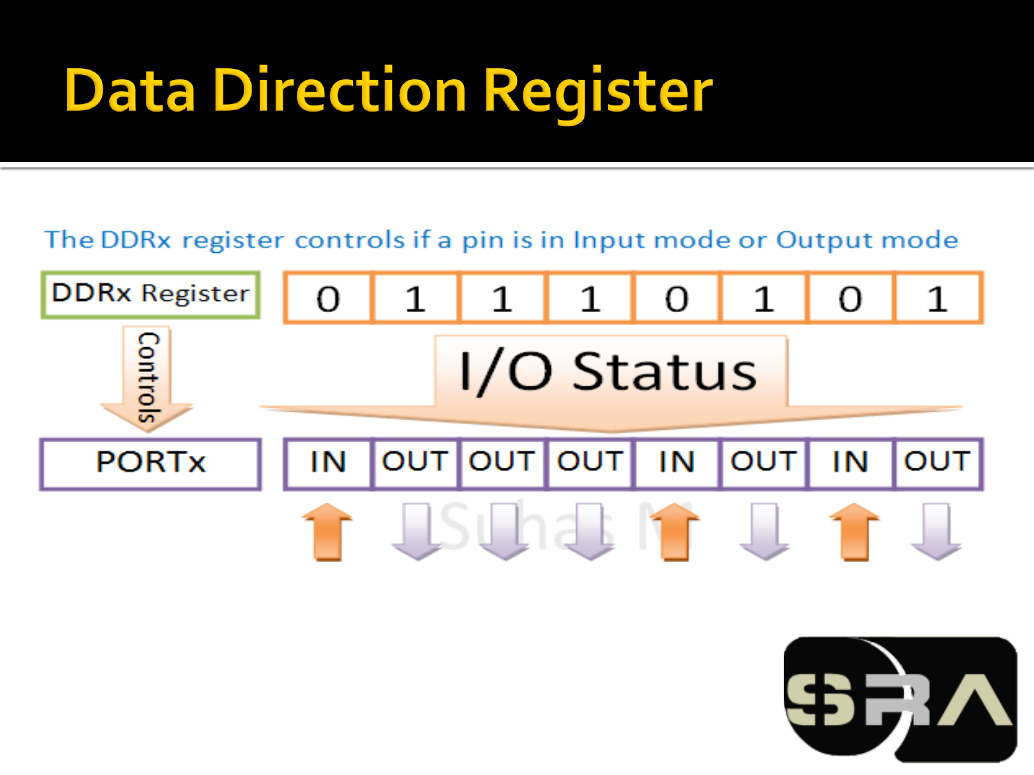# Data Direction Register

The DDRx register controls if a pin is in Input mode or Output mode

| DDRx Register | 0 | 1 | 1 | 1 | 0 | 1 | 0 | 1 |
|---|---|---|---|---|---|---|---|---|
| PORTx | IN | OUT | OUT | OUT | IN | OUT | IN | OUT |

Controls

I/O Status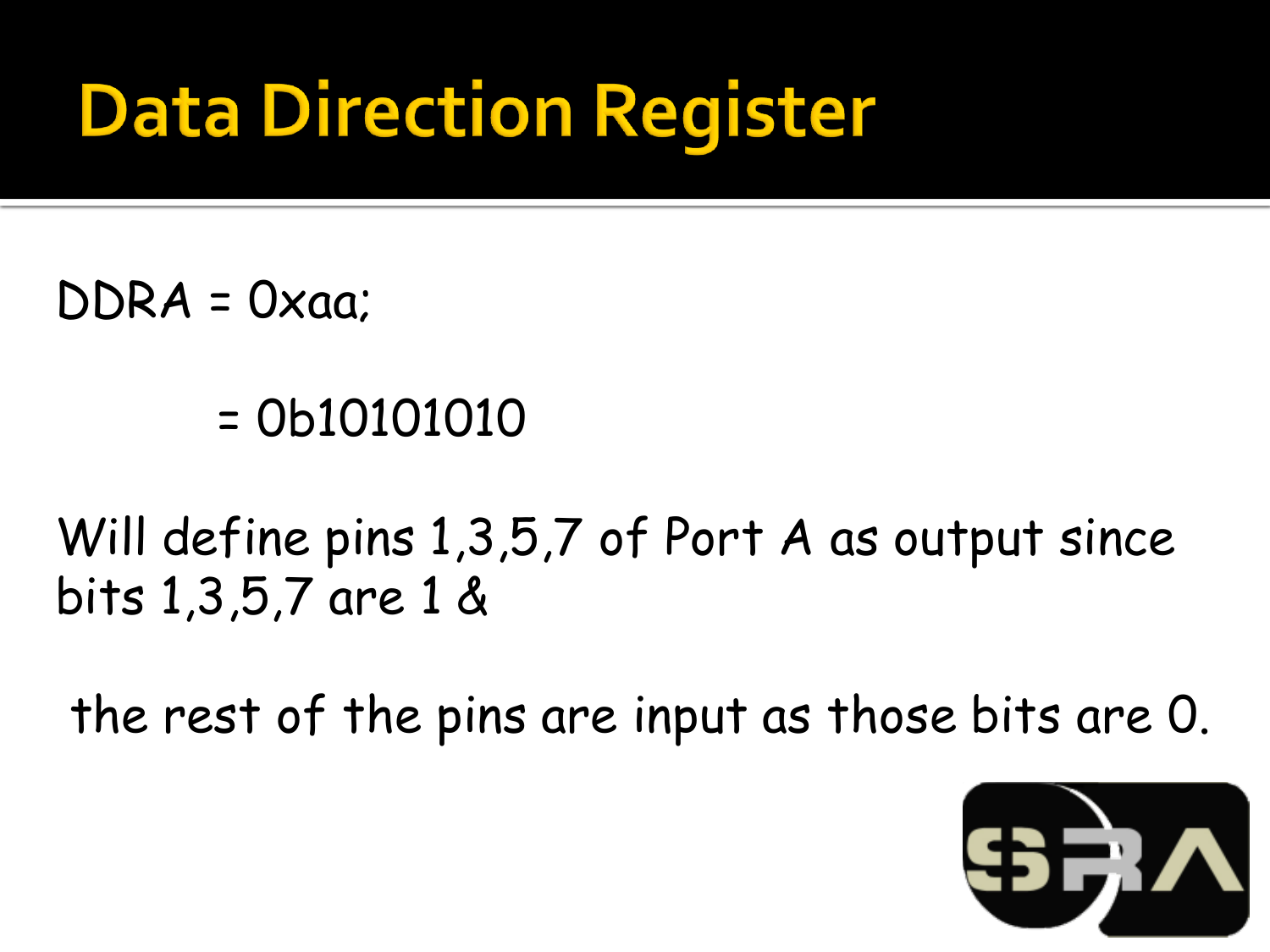# Data Direction Register

DDRA = 0xaa;

= 0b10101010

Will define pins 1,3,5,7 of Port A as output since bits 1,3,5,7 are 1 &

the rest of the pins are input as those bits are 0.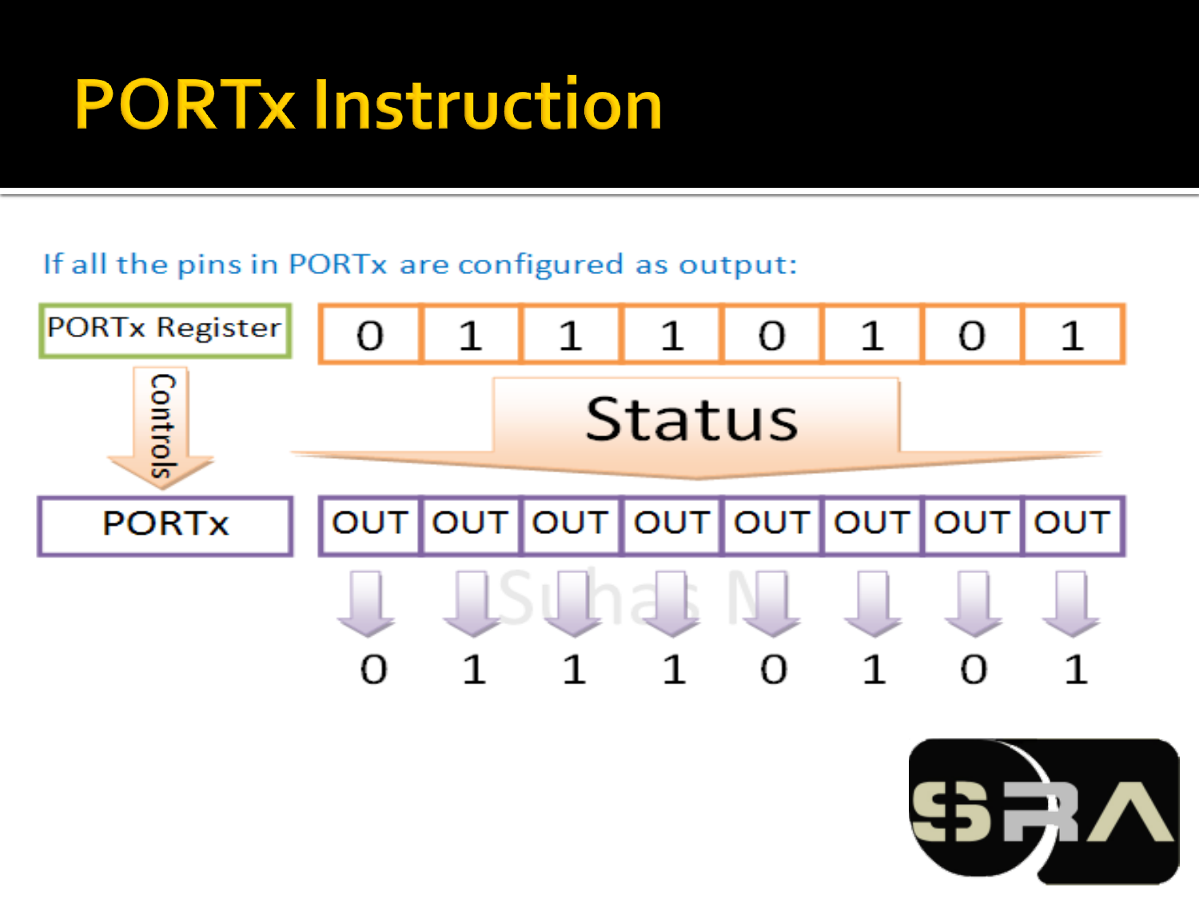# PORTx Instruction

If all the pins in PORTx are configured as output:

| PORTx Register | 0 | 1 | 1 | 1 | 0 | 1 | 0 | 1 |
|---|---|---|---|---|---|---|---|---|
| PORTx | OUT | OUT | OUT | OUT | OUT | OUT | OUT | OUT |
| Output | 0 | 1 | 1 | 1 | 0 | 1 | 0 | 1 |

Controls

Status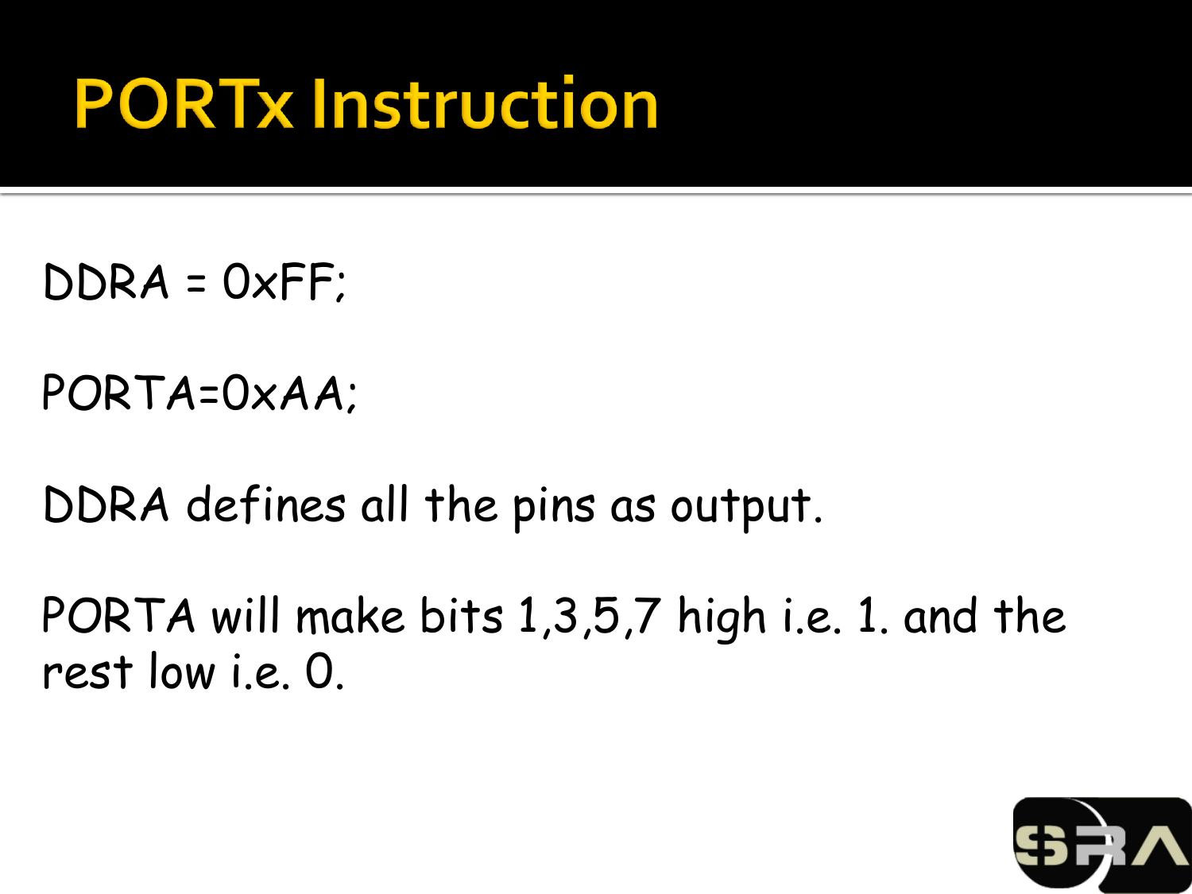# PORTx Instruction

```
DDRA = 0xFF;

PORTA=0xAA;
```

DDRA defines all the pins as output.

PORTA will make bits 1,3,5,7 high i.e. 1. and the rest low i.e. 0.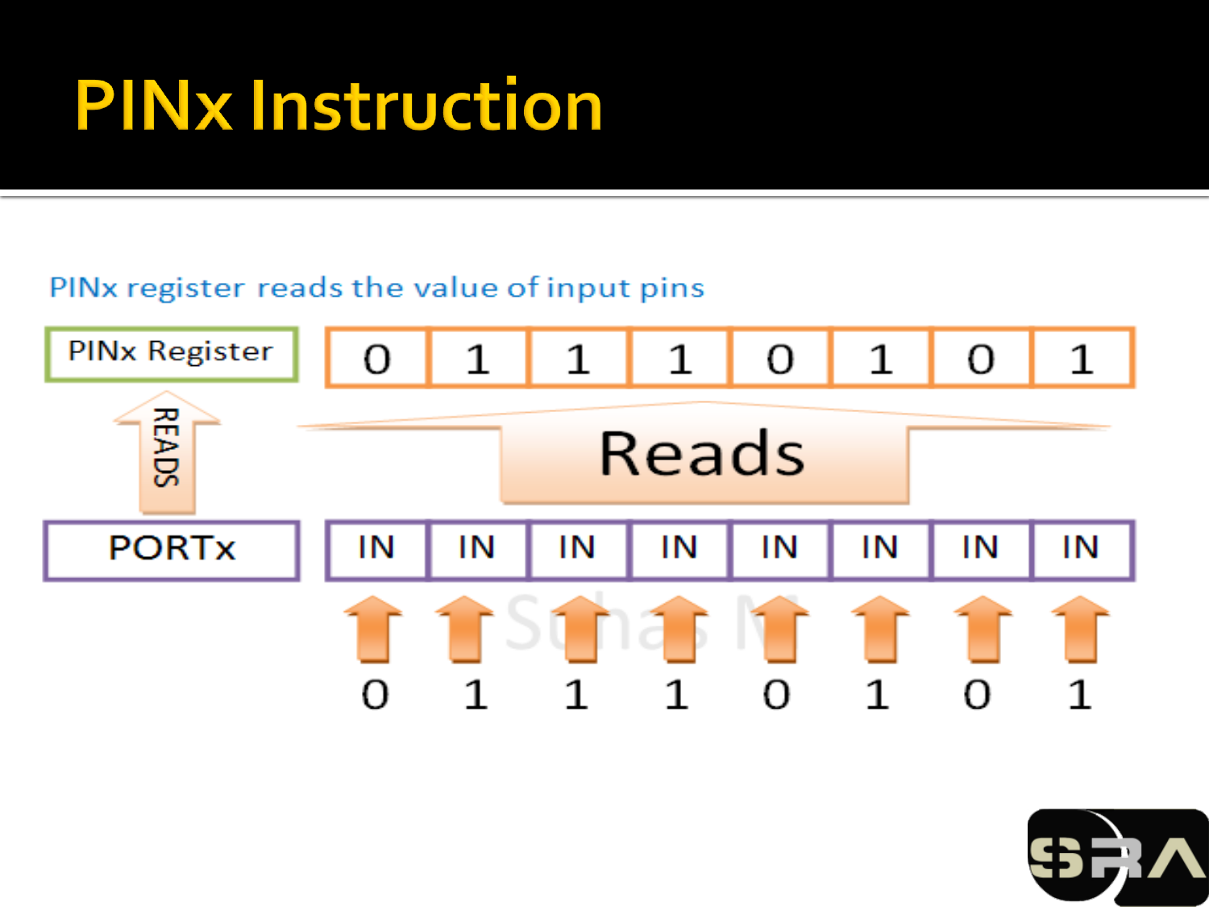# PINx Instruction

PINx register reads the value of input pins

| PINx Register | 0 | 1 | 1 | 1 | 0 | 1 | 0 | 1 |
|---|---|---|---|---|---|---|---|---|

READS ↑ &nbsp;&nbsp;&nbsp;&nbsp; Reads ↑

| PORTx | IN | IN | IN | IN | IN | IN | IN | IN |
|---|---|---|---|---|---|---|---|---|

↑ 0 &nbsp; ↑ 1 &nbsp; ↑ 1 &nbsp; ↑ 1 &nbsp; ↑ 0 &nbsp; ↑ 1 &nbsp; ↑ 0 &nbsp; ↑ 1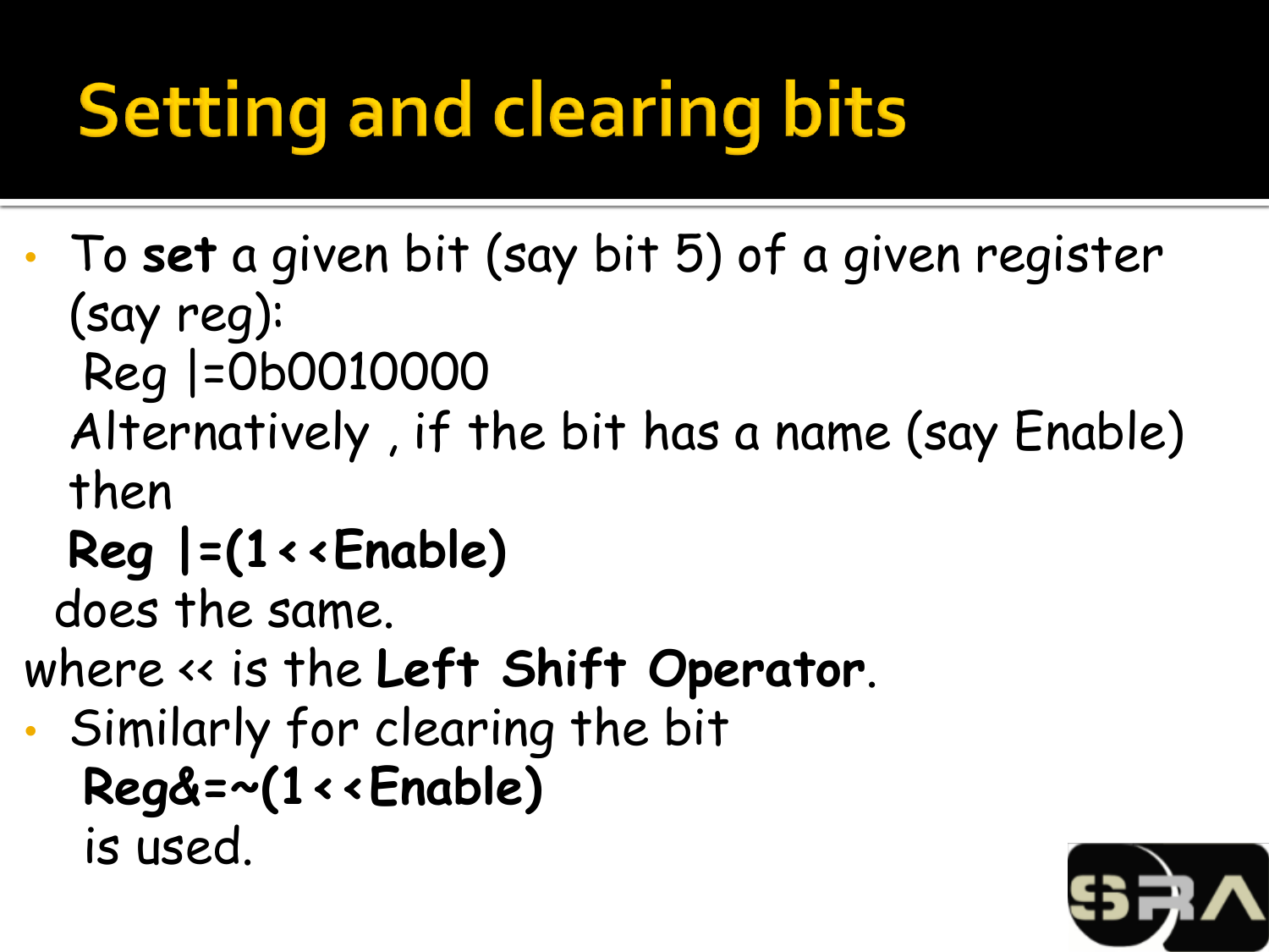# Setting and clearing bits

- To **set** a given bit (say bit 5) of a given register (say reg):

  ```
  Reg |=0b0010000
  ```

  Alternatively , if the bit has a name (say Enable) then

  ```
  Reg |=(1<<Enable)
  ```

  does the same.

where << is the **Left Shift Operator**.

- Similarly for clearing the bit

  ```
  Reg&=~(1<<Enable)
  ```

  is used.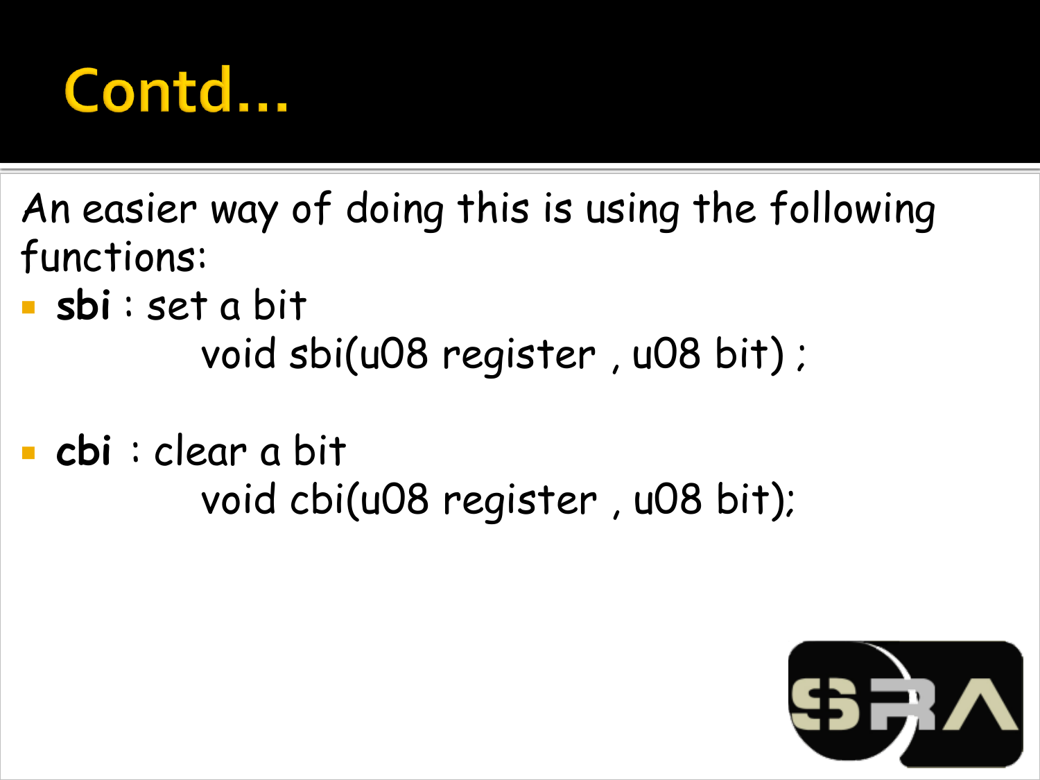# Contd...

An easier way of doing this is using the following functions:

- **sbi** : set a bit

```
void sbi(u08 register , u08 bit) ;
```

- **cbi** : clear a bit

```
void cbi(u08 register , u08 bit);
```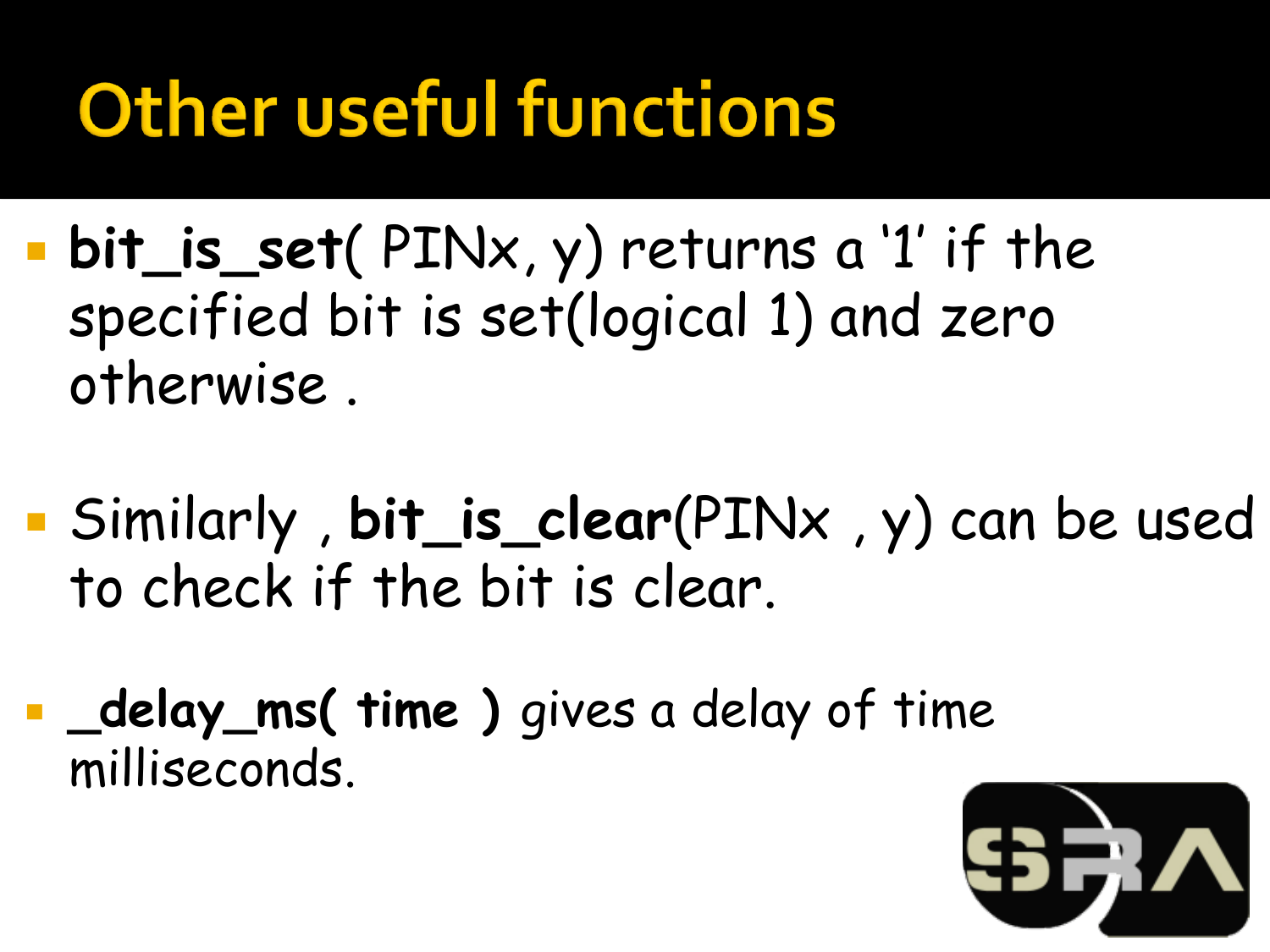# Other useful functions

- **bit_is_set**( PINx, y) returns a '1' if the specified bit is set(logical 1) and zero otherwise .

- Similarly , **bit_is_clear**(PINx , y) can be used to check if the bit is clear.

- **_delay_ms( time )** *gives a delay of time* milliseconds.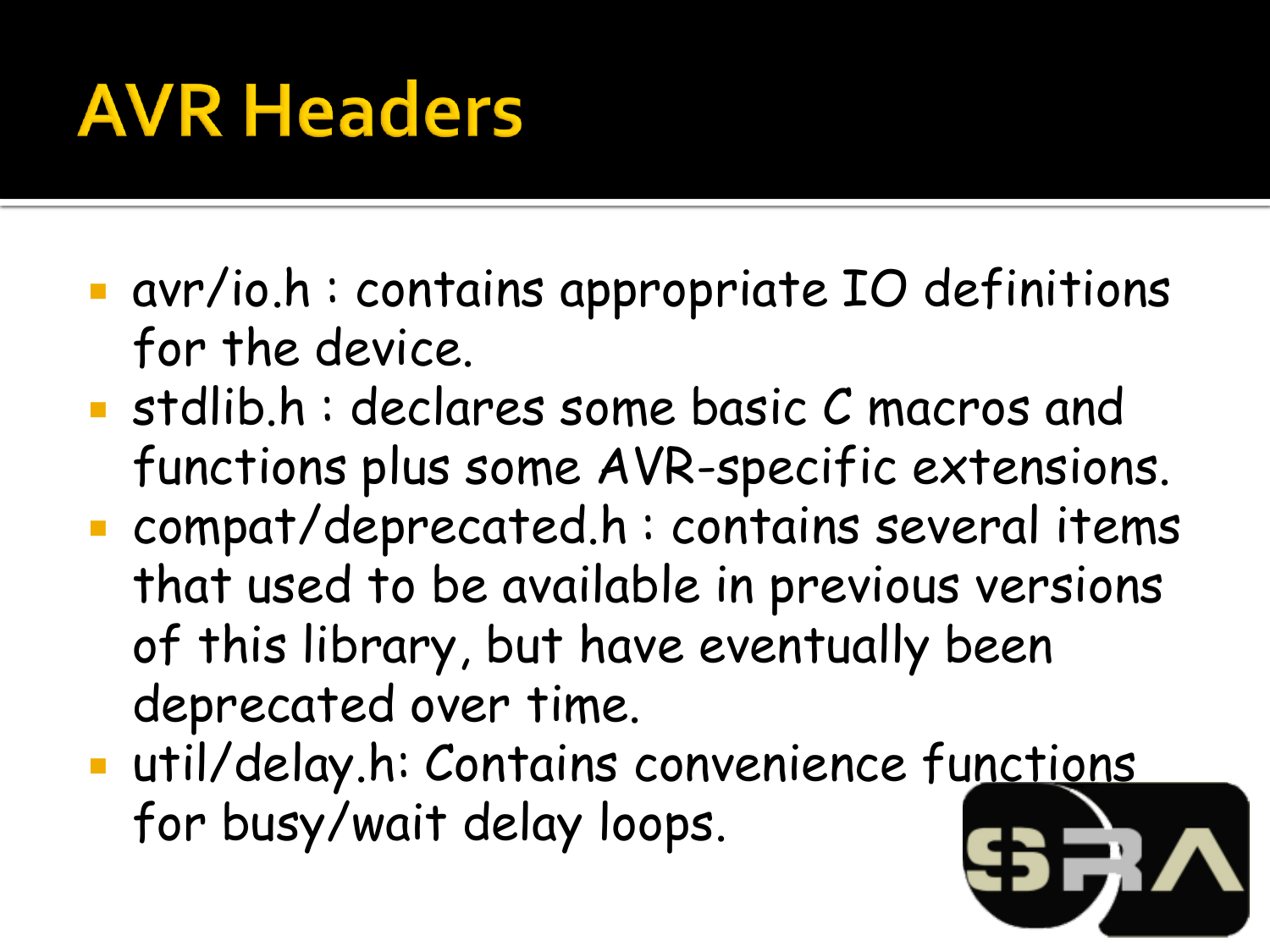# AVR Headers

- avr/io.h : contains appropriate IO definitions for the device.
- stdlib.h : declares some basic C macros and functions plus some AVR-specific extensions.
- compat/deprecated.h : contains several items that used to be available in previous versions of this library, but have eventually been deprecated over time.
- util/delay.h: Contains convenience functions for busy/wait delay loops.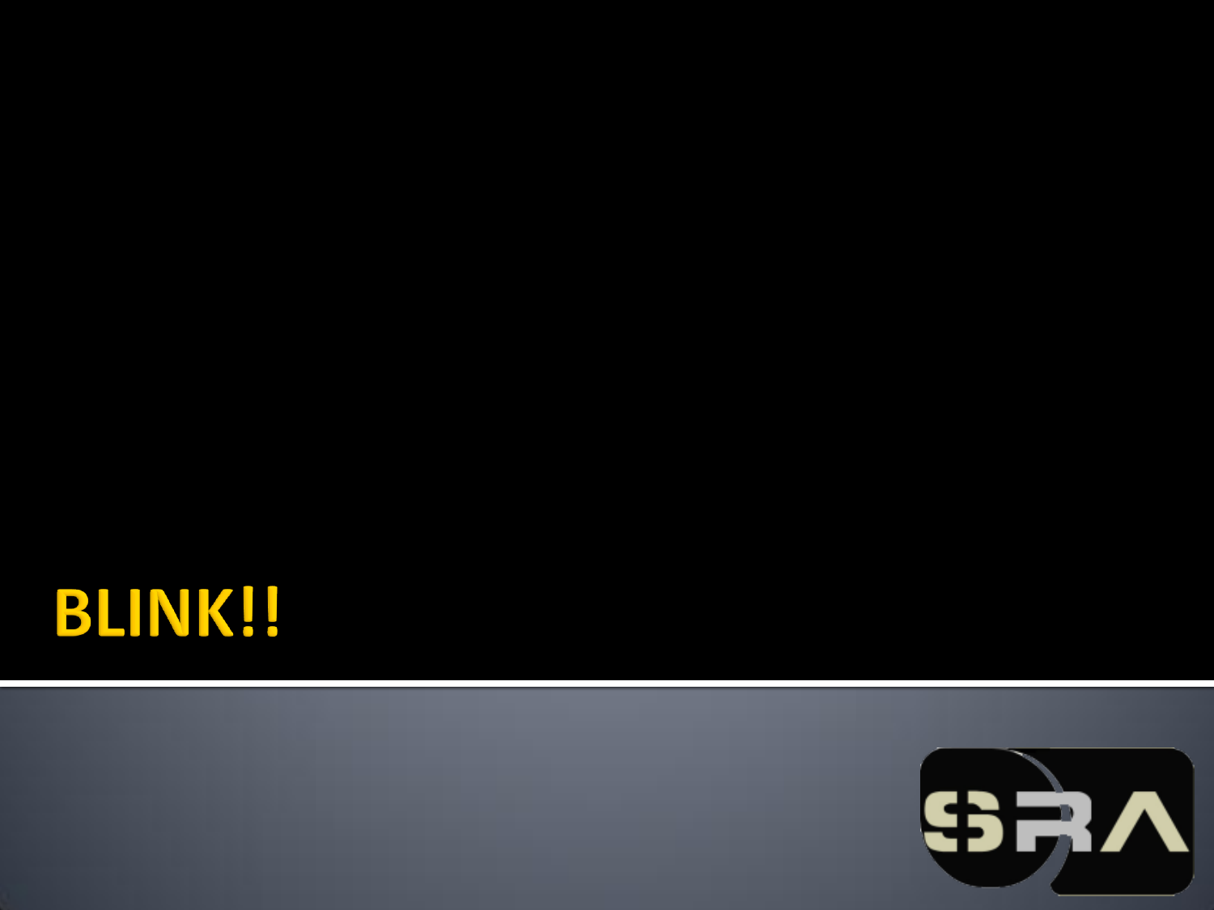# BLINK!!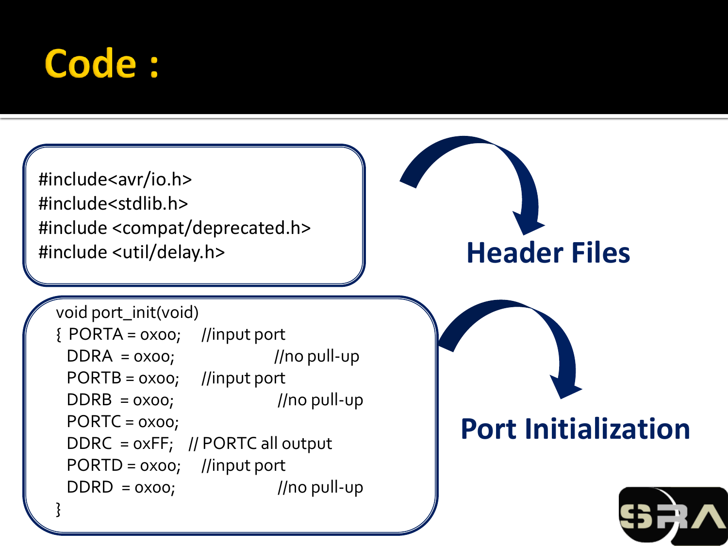# Code :

```
#include<avr/io.h>
#include<stdlib.h>
#include <compat/deprecated.h>
#include <util/delay.h>
```

**Header Files**

```
void port_init(void)
{  PORTA = 0x00;     //input port
   DDRA  = 0x00;                    //no pull-up
   PORTB = 0x00;     //input port
   DDRB  = 0x00;                    //no pull-up
   PORTC = 0x00;
   DDRC  = 0xFF;   // PORTC all output
   PORTD = 0x00;     //input port
   DDRD  = 0x00;                    //no pull-up
}
```

**Port Initialization**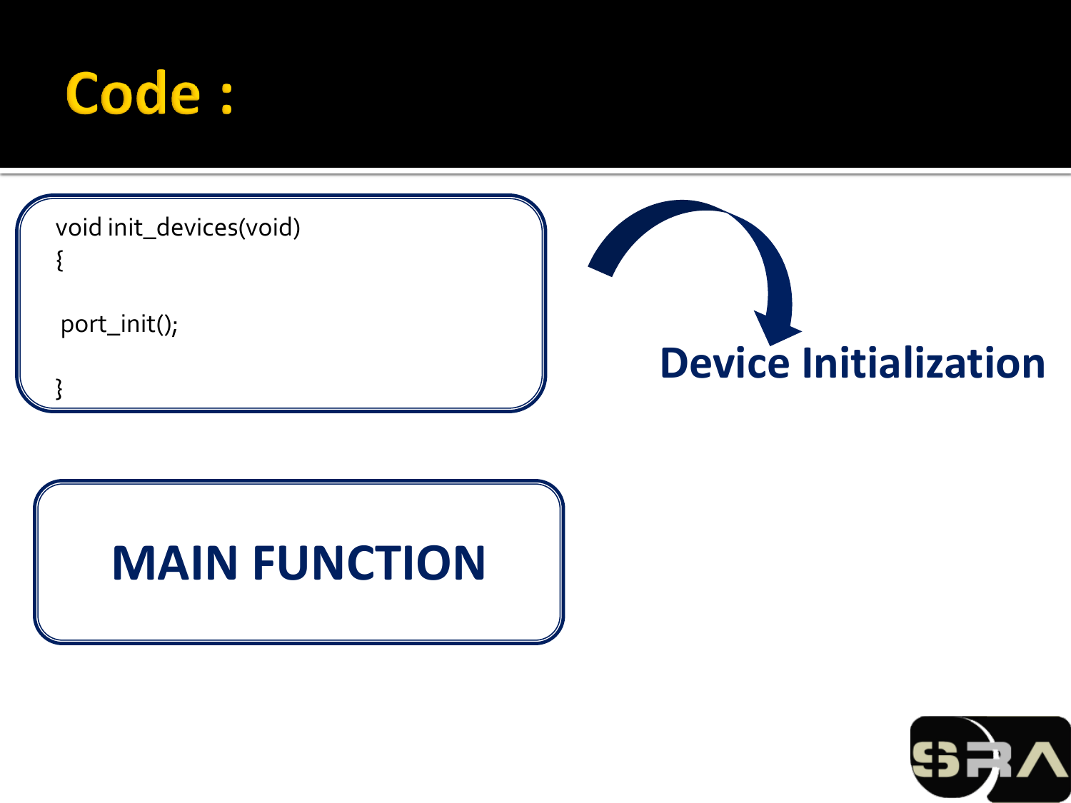# Code :

```
void init_devices(void)
{

 port_init();

}
```

**Device Initialization**

**MAIN FUNCTION**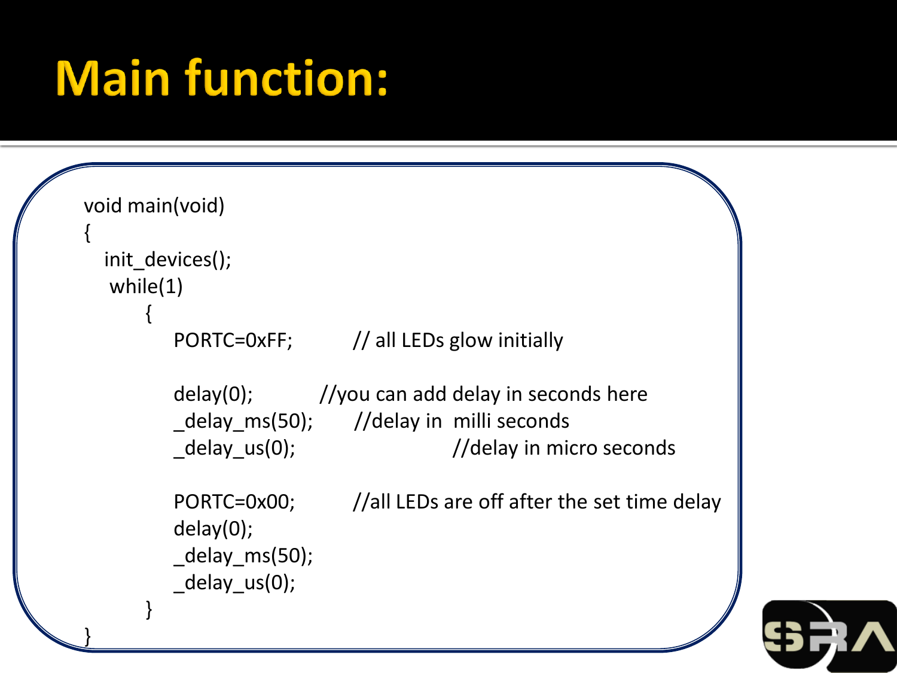# Main function:

```
void main(void)
{
   init_devices();
    while(1)
        {
            PORTC=0xFF;         // all LEDs glow initially

            delay(0);           //you can add delay in seconds here
            _delay_ms(50);      //delay in  milli seconds
            _delay_us(0);                   //delay in micro seconds

            PORTC=0x00;         //all LEDs are off after the set time delay
            delay(0);
            _delay_ms(50);
            _delay_us(0);
        }
}
```